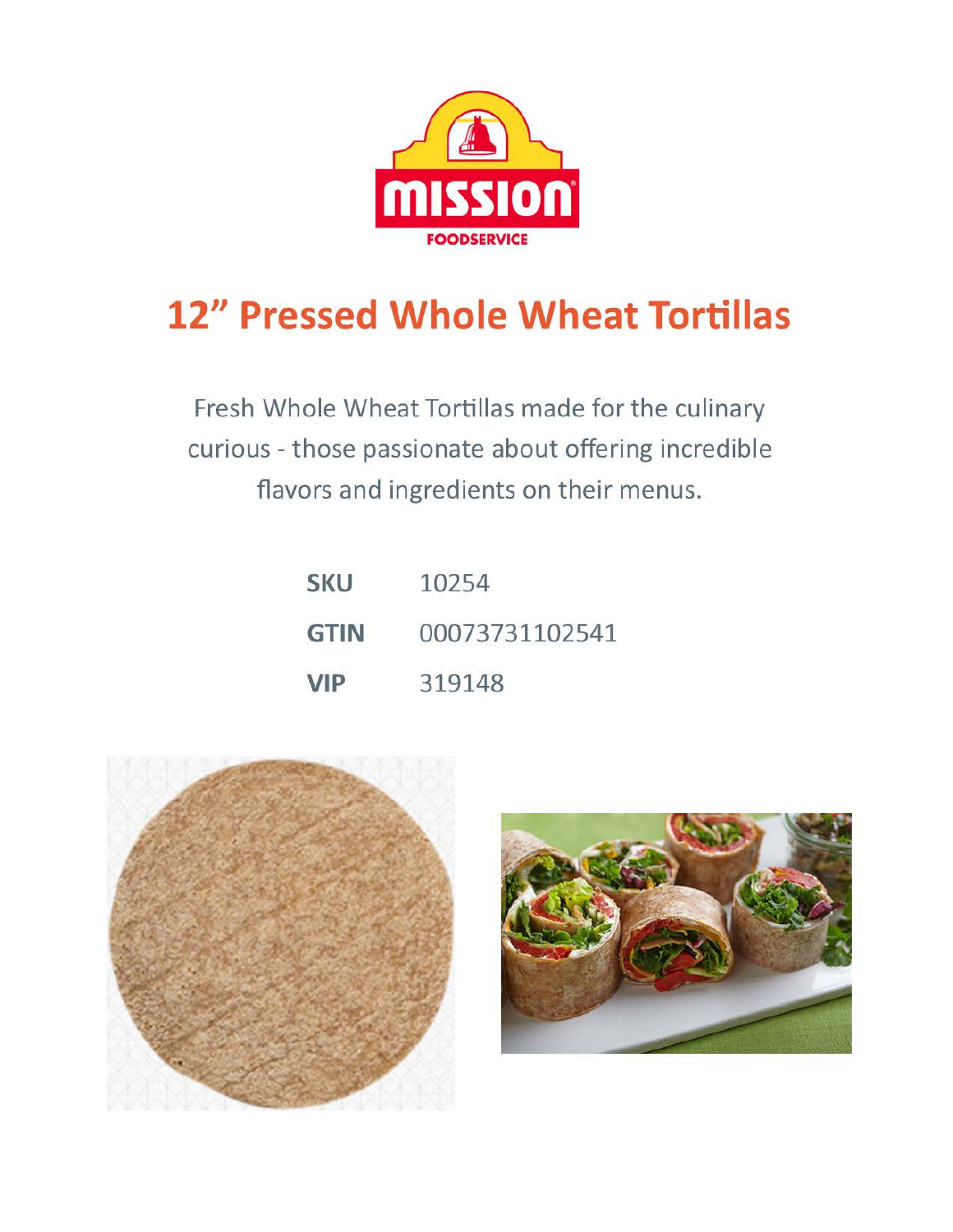MISSION

FOODSERVICE

# 12" Pressed Whole Wheat Tortillas

Fresh Whole Wheat Tortillas made for the culinary curious - those passionate about offering incredible flavors and ingredients on their menus.

| | |
|---|---|
| **SKU** | 10254 |
| **GTIN** | 00073731102541 |
| **VIP** | 319148 |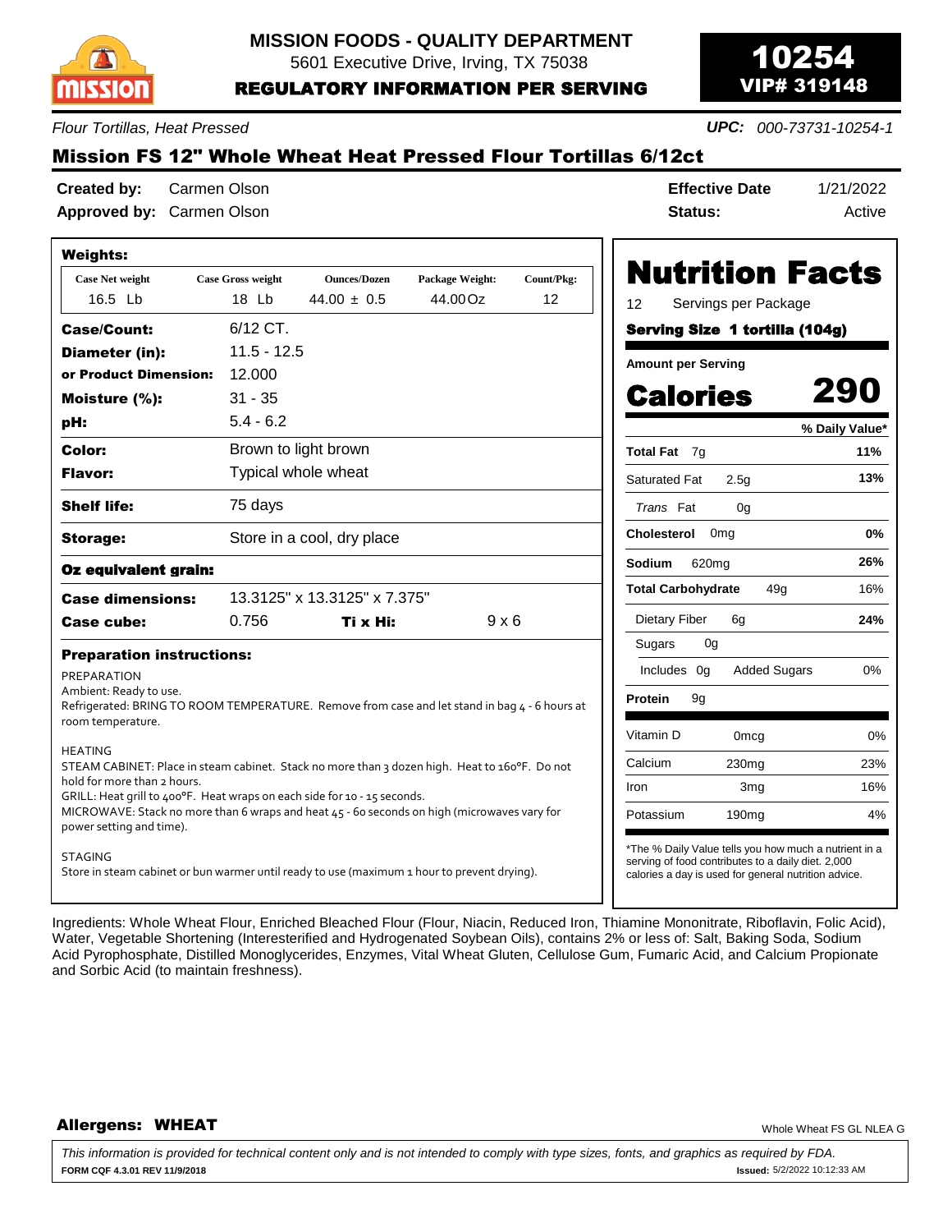MISSION FOODS - QUALITY DEPARTMENT
5601 Executive Drive, Irving, TX 75038

**REGULATORY INFORMATION PER SERVING**

**10254**
**VIP# 319148**

*Flour Tortillas, Heat Pressed* — ***UPC:*** *000-73731-10254-1*

# Mission FS 12" Whole Wheat Heat Pressed Flour Tortillas 6/12ct

**Created by:** Carmen Olson
**Approved by:** Carmen Olson

**Effective Date** 1/21/2022
**Status:** Active

**Weights:**

| Case Net weight | Case Gross weight | Ounces/Dozen | Package Weight: | Count/Pkg: |
|---|---|---|---|---|
| 16.5 Lb | 18 Lb | 44.00 ± 0.5 | 44.00Oz | 12 |

| | |
|---|---|
| **Case/Count:** | 6/12 CT. |
| **Diameter (in):** | 11.5 - 12.5 |
| **or Product Dimension:** | 12.000 |
| **Moisture (%):** | 31 - 35 |
| **pH:** | 5.4 - 6.2 |
| **Color:** | Brown to light brown |
| **Flavor:** | Typical whole wheat |
| **Shelf life:** | 75 days |
| **Storage:** | Store in a cool, dry place |
| **Oz equivalent grain:** | |
| **Case dimensions:** | 13.3125" x 13.3125" x 7.375" |
| **Case cube:** | 0.756 — **Ti x Hi:** 9 x 6 |

**Preparation instructions:**

PREPARATION
Ambient: Ready to use.
Refrigerated: BRING TO ROOM TEMPERATURE. Remove from case and let stand in bag 4 - 6 hours at room temperature.

HEATING
STEAM CABINET: Place in steam cabinet. Stack no more than 3 dozen high. Heat to 160°F. Do not hold for more than 2 hours.
GRILL: Heat grill to 400°F. Heat wraps on each side for 10 - 15 seconds.
MICROWAVE: Stack no more than 6 wraps and heat 45 - 60 seconds on high (microwaves vary for power setting and time).

STAGING
Store in steam cabinet or bun warmer until ready to use (maximum 1 hour to prevent drying).

## Nutrition Facts

12 Servings per Package
**Serving Size 1 tortilla (104g)**

Amount per Serving
**Calories 290**

| | | % Daily Value* |
|---|---|---|
| **Total Fat** | 7g | **11%** |
| Saturated Fat | 2.5g | **13%** |
| *Trans* Fat | 0g | |
| **Cholesterol** | 0mg | **0%** |
| **Sodium** | 620mg | **26%** |
| **Total Carbohydrate** | 49g | 16% |
| Dietary Fiber | 6g | **24%** |
| Sugars | 0g | |
| Includes 0g Added Sugars | | 0% |
| **Protein** | 9g | |
| Vitamin D | 0mcg | 0% |
| Calcium | 230mg | 23% |
| Iron | 3mg | 16% |
| Potassium | 190mg | 4% |

*The % Daily Value tells you how much a nutrient in a serving of food contributes to a daily diet. 2,000 calories a day is used for general nutrition advice.

Ingredients: Whole Wheat Flour, Enriched Bleached Flour (Flour, Niacin, Reduced Iron, Thiamine Mononitrate, Riboflavin, Folic Acid), Water, Vegetable Shortening (Interesterified and Hydrogenated Soybean Oils), contains 2% or less of: Salt, Baking Soda, Sodium Acid Pyrophosphate, Distilled Monoglycerides, Enzymes, Vital Wheat Gluten, Cellulose Gum, Fumaric Acid, and Calcium Propionate and Sorbic Acid (to maintain freshness).

**Allergens: WHEAT**

Whole Wheat FS GL NLEA G

*This information is provided for technical content only and is not intended to comply with type sizes, fonts, and graphics as required by FDA.*

**FORM CQF 4.3.01 REV 11/9/2018** — **Issued:** 5/2/2022 10:12:33 AM